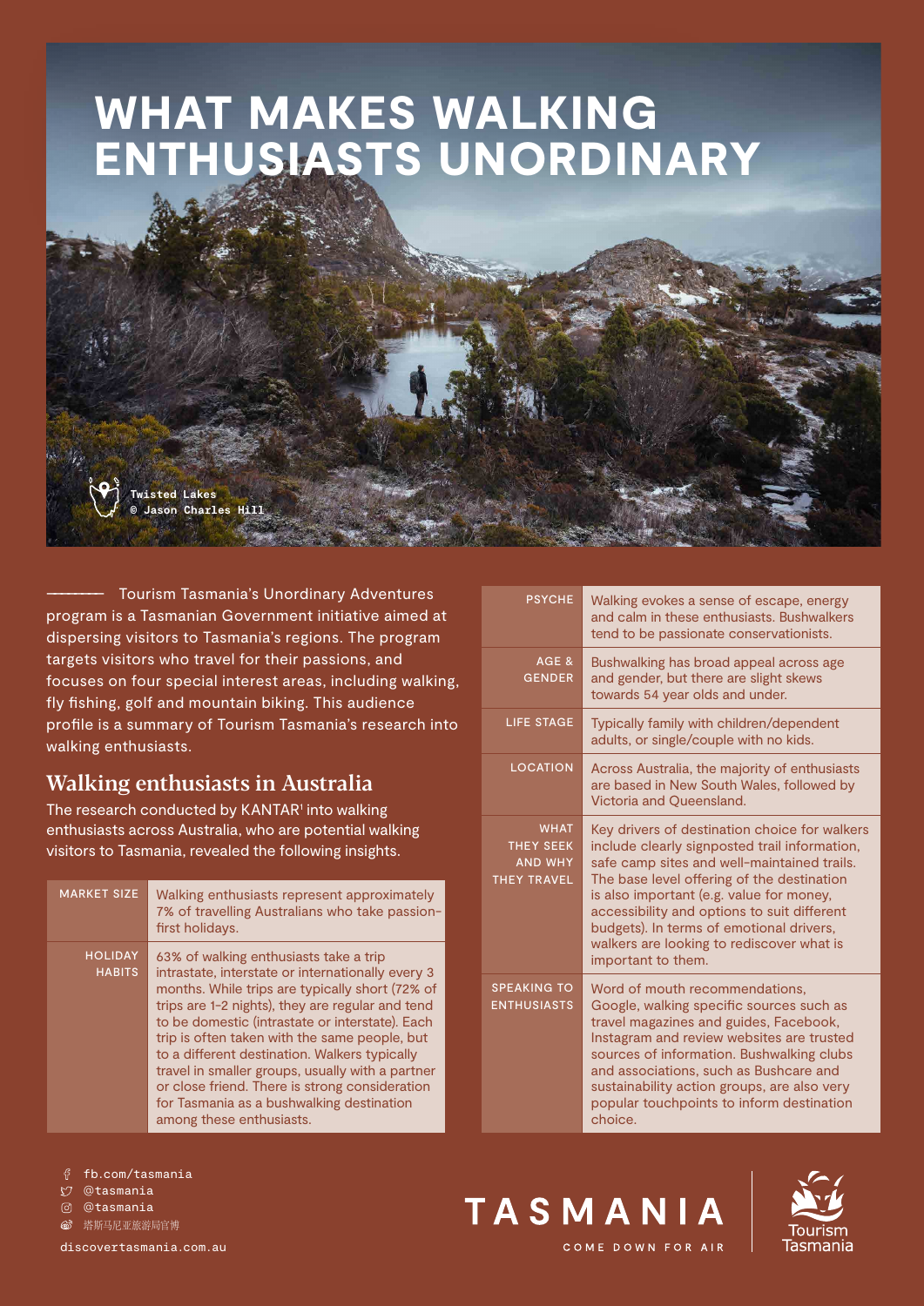# WHAT MAKES WALKING ENTHUSIASTS UNORDINARY

Twisted Lakes
© Jason Charles Hill

Tourism Tasmania's Unordinary Adventures program is a Tasmanian Government initiative aimed at dispersing visitors to Tasmania's regions. The program targets visitors who travel for their passions, and focuses on four special interest areas, including walking, fly fishing, golf and mountain biking. This audience profile is a summary of Tourism Tasmania's research into walking enthusiasts.

## Walking enthusiasts in Australia

The research conducted by KANTAR[1] into walking enthusiasts across Australia, who are potential walking visitors to Tasmania, revealed the following insights.

| | |
|---|---|
| MARKET SIZE | Walking enthusiasts represent approximately 7% of travelling Australians who take passion-first holidays. |
| HOLIDAY HABITS | 63% of walking enthusiasts take a trip intrastate, interstate or internationally every 3 months. While trips are typically short (72% of trips are 1-2 nights), they are regular and tend to be domestic (intrastate or interstate). Each trip is often taken with the same people, but to a different destination. Walkers typically travel in smaller groups, usually with a partner or close friend. There is strong consideration for Tasmania as a bushwalking destination among these enthusiasts. |
| PSYCHE | Walking evokes a sense of escape, energy and calm in these enthusiasts. Bushwalkers tend to be passionate conservationists. |
| AGE & GENDER | Bushwalking has broad appeal across age and gender, but there are slight skews towards 54 year olds and under. |
| LIFE STAGE | Typically family with children/dependent adults, or single/couple with no kids. |
| LOCATION | Across Australia, the majority of enthusiasts are based in New South Wales, followed by Victoria and Queensland. |
| WHAT THEY SEEK AND WHY THEY TRAVEL | Key drivers of destination choice for walkers include clearly signposted trail information, safe camp sites and well-maintained trails. The base level offering of the destination is also important (e.g. value for money, accessibility and options to suit different budgets). In terms of emotional drivers, walkers are looking to rediscover what is important to them. |
| SPEAKING TO ENTHUSIASTS | Word of mouth recommendations, Google, walking specific sources such as travel magazines and guides, Facebook, Instagram and review websites are trusted sources of information. Bushwalking clubs and associations, such as Bushcare and sustainability action groups, are also very popular touchpoints to inform destination choice. |

fb.com/tasmania
@tasmania
@tasmania
塔斯马尼亚旅游局官博

discovertasmania.com.au

TASMANIA
COME DOWN FOR AIR

Tourism Tasmania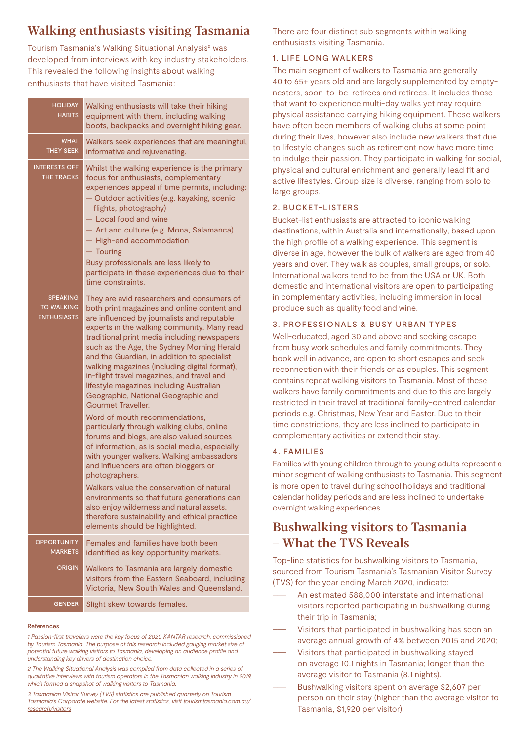## Walking enthusiasts visiting Tasmania

Tourism Tasmania's Walking Situational Analysis[2] was developed from interviews with key industry stakeholders. This revealed the following insights about walking enthusiasts that have visited Tasmania:

| | |
|---|---|
| HOLIDAY HABITS | Walking enthusiasts will take their hiking equipment with them, including walking boots, backpacks and overnight hiking gear. |
| WHAT THEY SEEK | Walkers seek experiences that are meaningful, informative and rejuvenating. |
| INTERESTS OFF THE TRACKS | Whilst the walking experience is the primary focus for enthusiasts, complementary experiences appeal if time permits, including:<br>— Outdoor activities (e.g. kayaking, scenic flights, photography)<br>— Local food and wine<br>— Art and culture (e.g. Mona, Salamanca)<br>— High-end accommodation<br>— Touring<br>Busy professionals are less likely to participate in these experiences due to their time constraints. |
| SPEAKING TO WALKING ENTHUSIASTS | They are avid researchers and consumers of both print magazines and online content and are influenced by journalists and reputable experts in the walking community. Many read traditional print media including newspapers such as the Age, the Sydney Morning Herald and the Guardian, in addition to specialist walking magazines (including digital format), in-flight travel magazines, and travel and lifestyle magazines including Australian Geographic, National Geographic and Gourmet Traveller.<br>Word of mouth recommendations, particularly through walking clubs, online forums and blogs, are also valued sources of information, as is social media, especially with younger walkers. Walking ambassadors and influencers are often bloggers or photographers.<br>Walkers value the conservation of natural environments so that future generations can also enjoy wilderness and natural assets, therefore sustainability and ethical practice elements should be highlighted. |
| OPPORTUNITY MARKETS | Females and families have both been identified as key opportunity markets. |
| ORIGIN | Walkers to Tasmania are largely domestic visitors from the Eastern Seaboard, including Victoria, New South Wales and Queensland. |
| GENDER | Slight skew towards females. |

#### References

*1 Passion-first travellers were the key focus of 2020 KANTAR research, commissioned by Tourism Tasmania. The purpose of this research included gauging market size of potential future walking visitors to Tasmania, developing an audience profile and understanding key drivers of destination choice.*

*2 The Walking Situational Analysis was compiled from data collected in a series of qualitative interviews with tourism operators in the Tasmanian walking industry in 2019, which formed a snapshot of walking visitors to Tasmania.*

*3 Tasmanian Visitor Survey (TVS) statistics are published quarterly on Tourism Tasmania's Corporate website. For the latest statistics, visit tourismtasmania.com.au/research/visitors*

There are four distinct sub segments within walking enthusiasts visiting Tasmania.

### 1. LIFE LONG WALKERS

The main segment of walkers to Tasmania are generally 40 to 65+ years old and are largely supplemented by empty-nesters, soon-to-be-retirees and retirees. It includes those that want to experience multi-day walks yet may require physical assistance carrying hiking equipment. These walkers have often been members of walking clubs at some point during their lives, however also include new walkers that due to lifestyle changes such as retirement now have more time to indulge their passion. They participate in walking for social, physical and cultural enrichment and generally lead fit and active lifestyles. Group size is diverse, ranging from solo to large groups.

### 2. BUCKET-LISTERS

Bucket-list enthusiasts are attracted to iconic walking destinations, within Australia and internationally, based upon the high profile of a walking experience. This segment is diverse in age, however the bulk of walkers are aged from 40 years and over. They walk as couples, small groups, or solo. International walkers tend to be from the USA or UK. Both domestic and international visitors are open to participating in complementary activities, including immersion in local produce such as quality food and wine.

### 3. PROFESSIONALS & BUSY URBAN TYPES

Well-educated, aged 30 and above and seeking escape from busy work schedules and family commitments. They book well in advance, are open to short escapes and seek reconnection with their friends or as couples. This segment contains repeat walking visitors to Tasmania. Most of these walkers have family commitments and due to this are largely restricted in their travel at traditional family-centred calendar periods e.g. Christmas, New Year and Easter. Due to their time constrictions, they are less inclined to participate in complementary activities or extend their stay.

### 4. FAMILIES

Families with young children through to young adults represent a minor segment of walking enthusiasts to Tasmania. This segment is more open to travel during school holidays and traditional calendar holiday periods and are less inclined to undertake overnight walking experiences.

## Bushwalking visitors to Tasmania – What the TVS Reveals

Top-line statistics for bushwalking visitors to Tasmania, sourced from Tourism Tasmania's Tasmanian Visitor Survey (TVS) for the year ending March 2020, indicate:

- An estimated 588,000 interstate and international visitors reported participating in bushwalking during their trip in Tasmania;
- Visitors that participated in bushwalking has seen an average annual growth of 4% between 2015 and 2020;
- Visitors that participated in bushwalking stayed on average 10.1 nights in Tasmania; longer than the average visitor to Tasmania (8.1 nights).
- Bushwalking visitors spent on average $2,607 per person on their stay (higher than the average visitor to Tasmania, $1,920 per visitor).